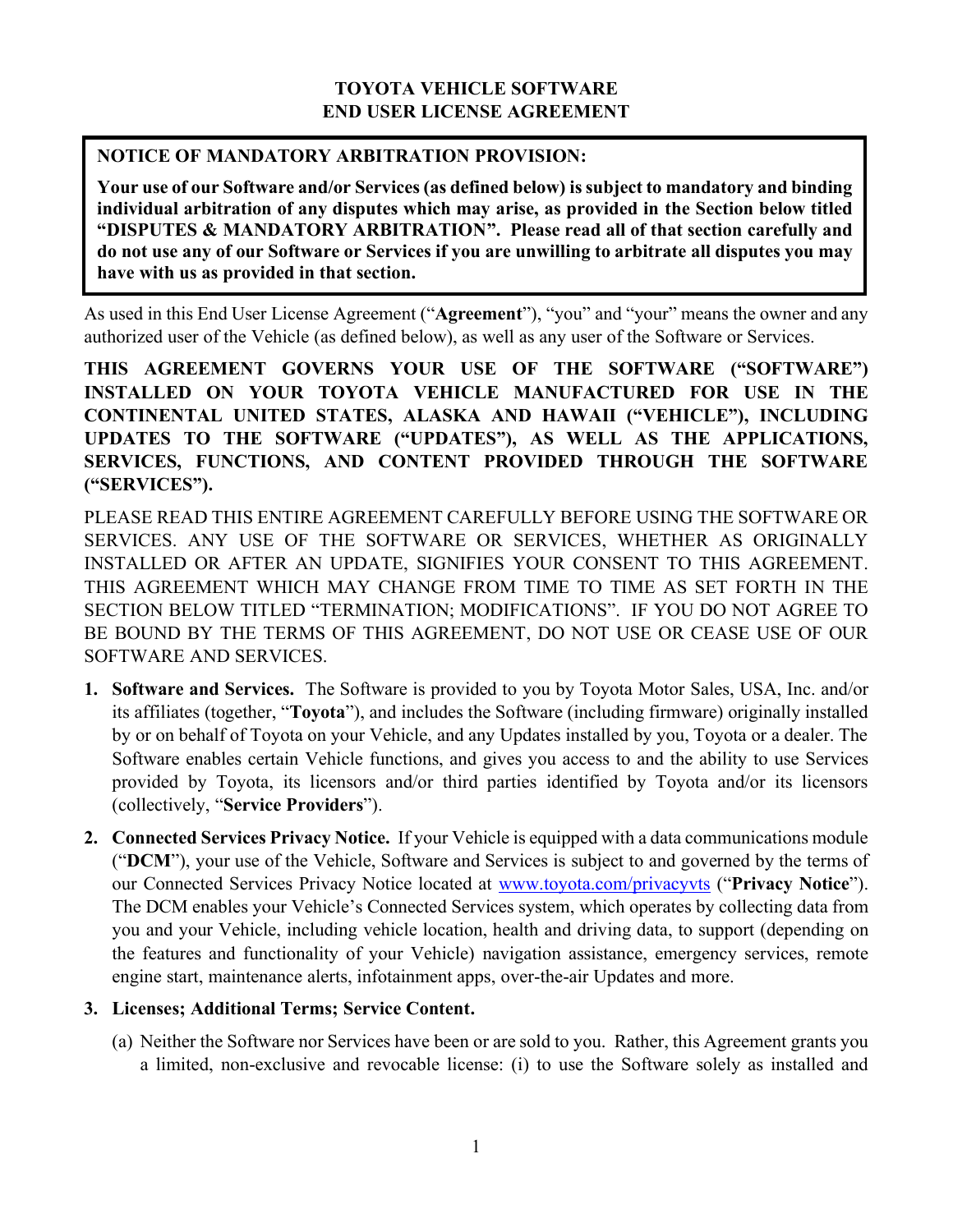# TOYOTA VEHICLE SOFTWARE
# END USER LICENSE AGREEMENT

> **NOTICE OF MANDATORY ARBITRATION PROVISION:**
>
> **Your use of our Software and/or Services (as defined below) is subject to mandatory and binding individual arbitration of any disputes which may arise, as provided in the Section below titled "DISPUTES & MANDATORY ARBITRATION". Please read all of that section carefully and do not use any of our Software or Services if you are unwilling to arbitrate all disputes you may have with us as provided in that section.**

As used in this End User License Agreement ("**Agreement**"), "you" and "your" means the owner and any authorized user of the Vehicle (as defined below), as well as any user of the Software or Services.

**THIS AGREEMENT GOVERNS YOUR USE OF THE SOFTWARE ("SOFTWARE") INSTALLED ON YOUR TOYOTA VEHICLE MANUFACTURED FOR USE IN THE CONTINENTAL UNITED STATES, ALASKA AND HAWAII ("VEHICLE"), INCLUDING UPDATES TO THE SOFTWARE ("UPDATES"), AS WELL AS THE APPLICATIONS, SERVICES, FUNCTIONS, AND CONTENT PROVIDED THROUGH THE SOFTWARE ("SERVICES").**

PLEASE READ THIS ENTIRE AGREEMENT CAREFULLY BEFORE USING THE SOFTWARE OR SERVICES. ANY USE OF THE SOFTWARE OR SERVICES, WHETHER AS ORIGINALLY INSTALLED OR AFTER AN UPDATE, SIGNIFIES YOUR CONSENT TO THIS AGREEMENT. THIS AGREEMENT WHICH MAY CHANGE FROM TIME TO TIME AS SET FORTH IN THE SECTION BELOW TITLED "TERMINATION; MODIFICATIONS". IF YOU DO NOT AGREE TO BE BOUND BY THE TERMS OF THIS AGREEMENT, DO NOT USE OR CEASE USE OF OUR SOFTWARE AND SERVICES.

1. **Software and Services.** The Software is provided to you by Toyota Motor Sales, USA, Inc. and/or its affiliates (together, "**Toyota**"), and includes the Software (including firmware) originally installed by or on behalf of Toyota on your Vehicle, and any Updates installed by you, Toyota or a dealer. The Software enables certain Vehicle functions, and gives you access to and the ability to use Services provided by Toyota, its licensors and/or third parties identified by Toyota and/or its licensors (collectively, "**Service Providers**").

2. **Connected Services Privacy Notice.** If your Vehicle is equipped with a data communications module ("**DCM**"), your use of the Vehicle, Software and Services is subject to and governed by the terms of our Connected Services Privacy Notice located at [www.toyota.com/privacyvts](www.toyota.com/privacyvts) ("**Privacy Notice**"). The DCM enables your Vehicle's Connected Services system, which operates by collecting data from you and your Vehicle, including vehicle location, health and driving data, to support (depending on the features and functionality of your Vehicle) navigation assistance, emergency services, remote engine start, maintenance alerts, infotainment apps, over-the-air Updates and more.

3. **Licenses; Additional Terms; Service Content.**

   (a) Neither the Software nor Services have been or are sold to you. Rather, this Agreement grants you a limited, non-exclusive and revocable license: (i) to use the Software solely as installed and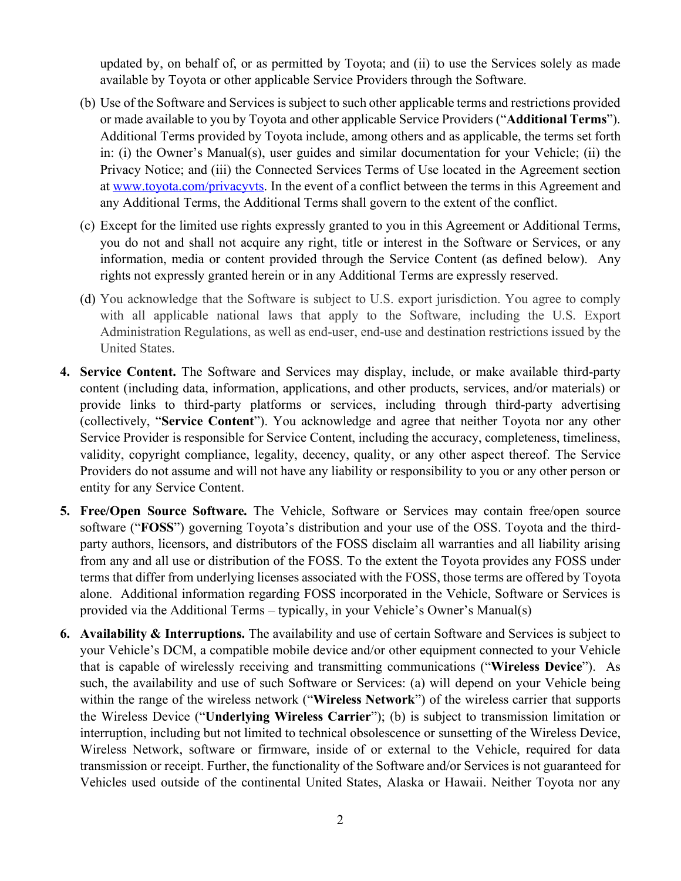updated by, on behalf of, or as permitted by Toyota; and (ii) to use the Services solely as made available by Toyota or other applicable Service Providers through the Software.

(b) Use of the Software and Services is subject to such other applicable terms and restrictions provided or made available to you by Toyota and other applicable Service Providers ("**Additional Terms**"). Additional Terms provided by Toyota include, among others and as applicable, the terms set forth in: (i) the Owner's Manual(s), user guides and similar documentation for your Vehicle; (ii) the Privacy Notice; and (iii) the Connected Services Terms of Use located in the Agreement section at [www.toyota.com/privacyvts](www.toyota.com/privacyvts). In the event of a conflict between the terms in this Agreement and any Additional Terms, the Additional Terms shall govern to the extent of the conflict.

(c) Except for the limited use rights expressly granted to you in this Agreement or Additional Terms, you do not and shall not acquire any right, title or interest in the Software or Services, or any information, media or content provided through the Service Content (as defined below). Any rights not expressly granted herein or in any Additional Terms are expressly reserved.

(d) You acknowledge that the Software is subject to U.S. export jurisdiction. You agree to comply with all applicable national laws that apply to the Software, including the U.S. Export Administration Regulations, as well as end-user, end-use and destination restrictions issued by the United States.

4. **Service Content.** The Software and Services may display, include, or make available third-party content (including data, information, applications, and other products, services, and/or materials) or provide links to third-party platforms or services, including through third-party advertising (collectively, "**Service Content**"). You acknowledge and agree that neither Toyota nor any other Service Provider is responsible for Service Content, including the accuracy, completeness, timeliness, validity, copyright compliance, legality, decency, quality, or any other aspect thereof. The Service Providers do not assume and will not have any liability or responsibility to you or any other person or entity for any Service Content.

5. **Free/Open Source Software.** The Vehicle, Software or Services may contain free/open source software ("**FOSS**") governing Toyota's distribution and your use of the OSS. Toyota and the third-party authors, licensors, and distributors of the FOSS disclaim all warranties and all liability arising from any and all use or distribution of the FOSS. To the extent the Toyota provides any FOSS under terms that differ from underlying licenses associated with the FOSS, those terms are offered by Toyota alone. Additional information regarding FOSS incorporated in the Vehicle, Software or Services is provided via the Additional Terms – typically, in your Vehicle's Owner's Manual(s)

6. **Availability & Interruptions.** The availability and use of certain Software and Services is subject to your Vehicle's DCM, a compatible mobile device and/or other equipment connected to your Vehicle that is capable of wirelessly receiving and transmitting communications ("**Wireless Device**"). As such, the availability and use of such Software or Services: (a) will depend on your Vehicle being within the range of the wireless network ("**Wireless Network**") of the wireless carrier that supports the Wireless Device ("**Underlying Wireless Carrier**"); (b) is subject to transmission limitation or interruption, including but not limited to technical obsolescence or sunsetting of the Wireless Device, Wireless Network, software or firmware, inside of or external to the Vehicle, required for data transmission or receipt. Further, the functionality of the Software and/or Services is not guaranteed for Vehicles used outside of the continental United States, Alaska or Hawaii. Neither Toyota nor any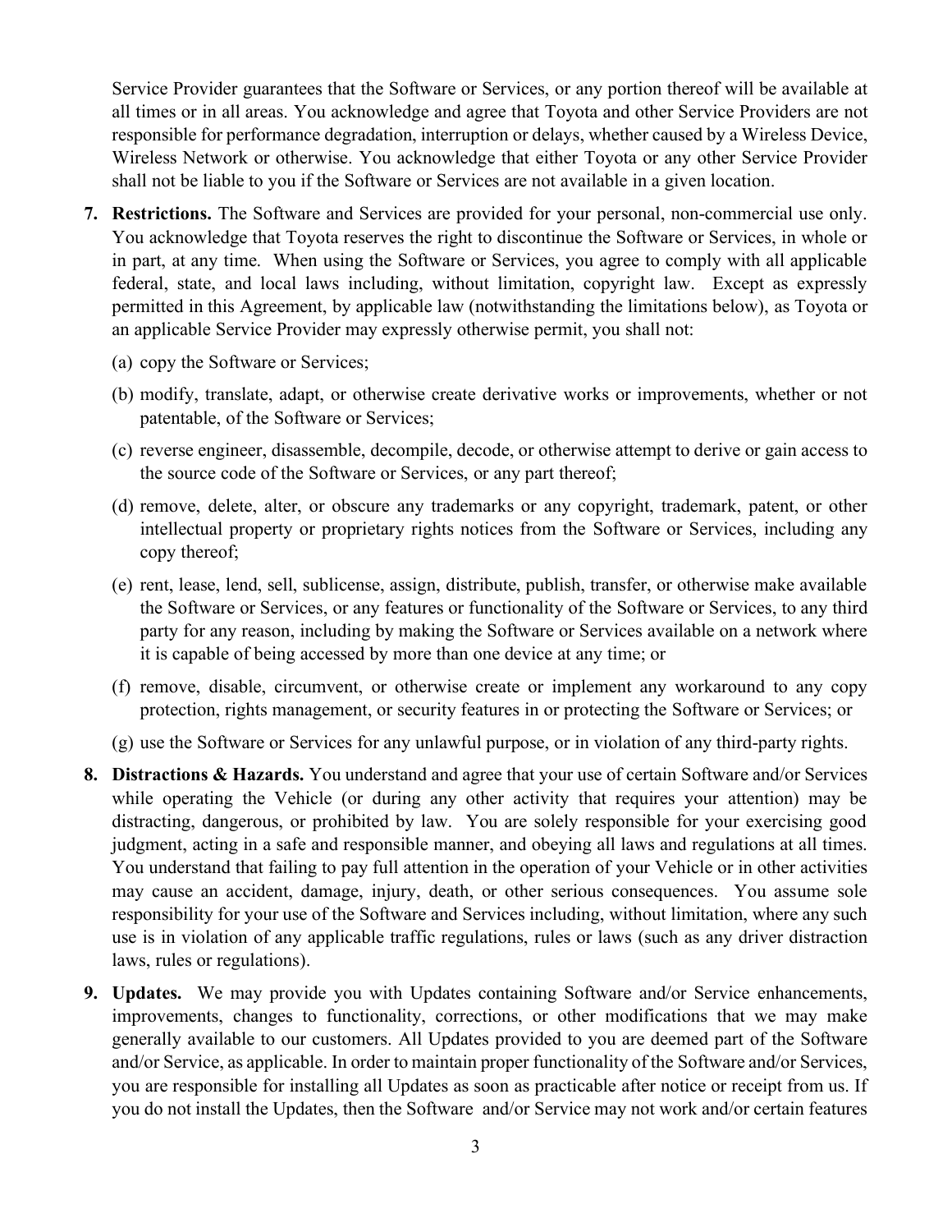Service Provider guarantees that the Software or Services, or any portion thereof will be available at all times or in all areas. You acknowledge and agree that Toyota and other Service Providers are not responsible for performance degradation, interruption or delays, whether caused by a Wireless Device, Wireless Network or otherwise. You acknowledge that either Toyota or any other Service Provider shall not be liable to you if the Software or Services are not available in a given location.

7. **Restrictions.** The Software and Services are provided for your personal, non-commercial use only. You acknowledge that Toyota reserves the right to discontinue the Software or Services, in whole or in part, at any time. When using the Software or Services, you agree to comply with all applicable federal, state, and local laws including, without limitation, copyright law. Except as expressly permitted in this Agreement, by applicable law (notwithstanding the limitations below), as Toyota or an applicable Service Provider may expressly otherwise permit, you shall not:

   (a) copy the Software or Services;

   (b) modify, translate, adapt, or otherwise create derivative works or improvements, whether or not patentable, of the Software or Services;

   (c) reverse engineer, disassemble, decompile, decode, or otherwise attempt to derive or gain access to the source code of the Software or Services, or any part thereof;

   (d) remove, delete, alter, or obscure any trademarks or any copyright, trademark, patent, or other intellectual property or proprietary rights notices from the Software or Services, including any copy thereof;

   (e) rent, lease, lend, sell, sublicense, assign, distribute, publish, transfer, or otherwise make available the Software or Services, or any features or functionality of the Software or Services, to any third party for any reason, including by making the Software or Services available on a network where it is capable of being accessed by more than one device at any time; or

   (f) remove, disable, circumvent, or otherwise create or implement any workaround to any copy protection, rights management, or security features in or protecting the Software or Services; or

   (g) use the Software or Services for any unlawful purpose, or in violation of any third-party rights.

8. **Distractions & Hazards.** You understand and agree that your use of certain Software and/or Services while operating the Vehicle (or during any other activity that requires your attention) may be distracting, dangerous, or prohibited by law. You are solely responsible for your exercising good judgment, acting in a safe and responsible manner, and obeying all laws and regulations at all times. You understand that failing to pay full attention in the operation of your Vehicle or in other activities may cause an accident, damage, injury, death, or other serious consequences. You assume sole responsibility for your use of the Software and Services including, without limitation, where any such use is in violation of any applicable traffic regulations, rules or laws (such as any driver distraction laws, rules or regulations).

9. **Updates.** We may provide you with Updates containing Software and/or Service enhancements, improvements, changes to functionality, corrections, or other modifications that we may make generally available to our customers. All Updates provided to you are deemed part of the Software and/or Service, as applicable. In order to maintain proper functionality of the Software and/or Services, you are responsible for installing all Updates as soon as practicable after notice or receipt from us. If you do not install the Updates, then the Software and/or Service may not work and/or certain features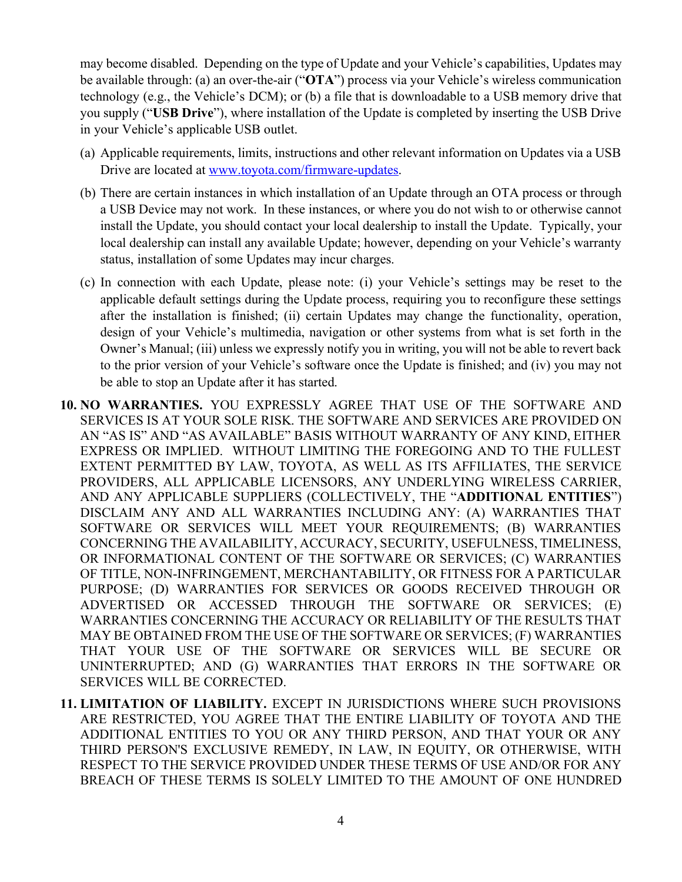may become disabled. Depending on the type of Update and your Vehicle's capabilities, Updates may be available through: (a) an over-the-air ("**OTA**") process via your Vehicle's wireless communication technology (e.g., the Vehicle's DCM); or (b) a file that is downloadable to a USB memory drive that you supply ("**USB Drive**"), where installation of the Update is completed by inserting the USB Drive in your Vehicle's applicable USB outlet.

(a) Applicable requirements, limits, instructions and other relevant information on Updates via a USB Drive are located at [www.toyota.com/firmware-updates](http://www.toyota.com/firmware-updates).

(b) There are certain instances in which installation of an Update through an OTA process or through a USB Device may not work. In these instances, or where you do not wish to or otherwise cannot install the Update, you should contact your local dealership to install the Update. Typically, your local dealership can install any available Update; however, depending on your Vehicle's warranty status, installation of some Updates may incur charges.

(c) In connection with each Update, please note: (i) your Vehicle's settings may be reset to the applicable default settings during the Update process, requiring you to reconfigure these settings after the installation is finished; (ii) certain Updates may change the functionality, operation, design of your Vehicle's multimedia, navigation or other systems from what is set forth in the Owner's Manual; (iii) unless we expressly notify you in writing, you will not be able to revert back to the prior version of your Vehicle's software once the Update is finished; and (iv) you may not be able to stop an Update after it has started.

10. **NO WARRANTIES.** YOU EXPRESSLY AGREE THAT USE OF THE SOFTWARE AND SERVICES IS AT YOUR SOLE RISK. THE SOFTWARE AND SERVICES ARE PROVIDED ON AN "AS IS" AND "AS AVAILABLE" BASIS WITHOUT WARRANTY OF ANY KIND, EITHER EXPRESS OR IMPLIED. WITHOUT LIMITING THE FOREGOING AND TO THE FULLEST EXTENT PERMITTED BY LAW, TOYOTA, AS WELL AS ITS AFFILIATES, THE SERVICE PROVIDERS, ALL APPLICABLE LICENSORS, ANY UNDERLYING WIRELESS CARRIER, AND ANY APPLICABLE SUPPLIERS (COLLECTIVELY, THE "**ADDITIONAL ENTITIES**") DISCLAIM ANY AND ALL WARRANTIES INCLUDING ANY: (A) WARRANTIES THAT SOFTWARE OR SERVICES WILL MEET YOUR REQUIREMENTS; (B) WARRANTIES CONCERNING THE AVAILABILITY, ACCURACY, SECURITY, USEFULNESS, TIMELINESS, OR INFORMATIONAL CONTENT OF THE SOFTWARE OR SERVICES; (C) WARRANTIES OF TITLE, NON-INFRINGEMENT, MERCHANTABILITY, OR FITNESS FOR A PARTICULAR PURPOSE; (D) WARRANTIES FOR SERVICES OR GOODS RECEIVED THROUGH OR ADVERTISED OR ACCESSED THROUGH THE SOFTWARE OR SERVICES; (E) WARRANTIES CONCERNING THE ACCURACY OR RELIABILITY OF THE RESULTS THAT MAY BE OBTAINED FROM THE USE OF THE SOFTWARE OR SERVICES; (F) WARRANTIES THAT YOUR USE OF THE SOFTWARE OR SERVICES WILL BE SECURE OR UNINTERRUPTED; AND (G) WARRANTIES THAT ERRORS IN THE SOFTWARE OR SERVICES WILL BE CORRECTED.

11. **LIMITATION OF LIABILITY.** EXCEPT IN JURISDICTIONS WHERE SUCH PROVISIONS ARE RESTRICTED, YOU AGREE THAT THE ENTIRE LIABILITY OF TOYOTA AND THE ADDITIONAL ENTITIES TO YOU OR ANY THIRD PERSON, AND THAT YOUR OR ANY THIRD PERSON'S EXCLUSIVE REMEDY, IN LAW, IN EQUITY, OR OTHERWISE, WITH RESPECT TO THE SERVICE PROVIDED UNDER THESE TERMS OF USE AND/OR FOR ANY BREACH OF THESE TERMS IS SOLELY LIMITED TO THE AMOUNT OF ONE HUNDRED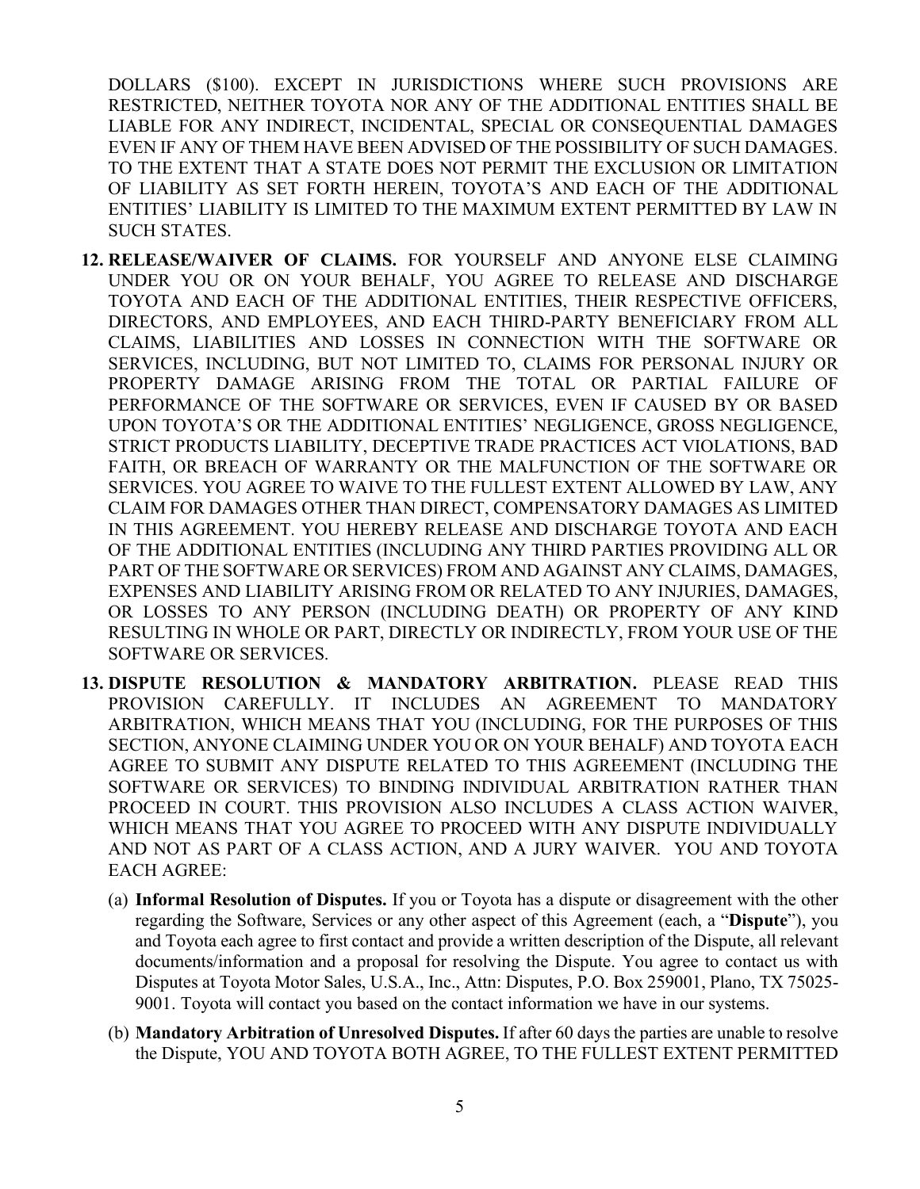DOLLARS ($100). EXCEPT IN JURISDICTIONS WHERE SUCH PROVISIONS ARE RESTRICTED, NEITHER TOYOTA NOR ANY OF THE ADDITIONAL ENTITIES SHALL BE LIABLE FOR ANY INDIRECT, INCIDENTAL, SPECIAL OR CONSEQUENTIAL DAMAGES EVEN IF ANY OF THEM HAVE BEEN ADVISED OF THE POSSIBILITY OF SUCH DAMAGES. TO THE EXTENT THAT A STATE DOES NOT PERMIT THE EXCLUSION OR LIMITATION OF LIABILITY AS SET FORTH HEREIN, TOYOTA'S AND EACH OF THE ADDITIONAL ENTITIES' LIABILITY IS LIMITED TO THE MAXIMUM EXTENT PERMITTED BY LAW IN SUCH STATES.

12. **RELEASE/WAIVER OF CLAIMS.** FOR YOURSELF AND ANYONE ELSE CLAIMING UNDER YOU OR ON YOUR BEHALF, YOU AGREE TO RELEASE AND DISCHARGE TOYOTA AND EACH OF THE ADDITIONAL ENTITIES, THEIR RESPECTIVE OFFICERS, DIRECTORS, AND EMPLOYEES, AND EACH THIRD-PARTY BENEFICIARY FROM ALL CLAIMS, LIABILITIES AND LOSSES IN CONNECTION WITH THE SOFTWARE OR SERVICES, INCLUDING, BUT NOT LIMITED TO, CLAIMS FOR PERSONAL INJURY OR PROPERTY DAMAGE ARISING FROM THE TOTAL OR PARTIAL FAILURE OF PERFORMANCE OF THE SOFTWARE OR SERVICES, EVEN IF CAUSED BY OR BASED UPON TOYOTA'S OR THE ADDITIONAL ENTITIES' NEGLIGENCE, GROSS NEGLIGENCE, STRICT PRODUCTS LIABILITY, DECEPTIVE TRADE PRACTICES ACT VIOLATIONS, BAD FAITH, OR BREACH OF WARRANTY OR THE MALFUNCTION OF THE SOFTWARE OR SERVICES. YOU AGREE TO WAIVE TO THE FULLEST EXTENT ALLOWED BY LAW, ANY CLAIM FOR DAMAGES OTHER THAN DIRECT, COMPENSATORY DAMAGES AS LIMITED IN THIS AGREEMENT. YOU HEREBY RELEASE AND DISCHARGE TOYOTA AND EACH OF THE ADDITIONAL ENTITIES (INCLUDING ANY THIRD PARTIES PROVIDING ALL OR PART OF THE SOFTWARE OR SERVICES) FROM AND AGAINST ANY CLAIMS, DAMAGES, EXPENSES AND LIABILITY ARISING FROM OR RELATED TO ANY INJURIES, DAMAGES, OR LOSSES TO ANY PERSON (INCLUDING DEATH) OR PROPERTY OF ANY KIND RESULTING IN WHOLE OR PART, DIRECTLY OR INDIRECTLY, FROM YOUR USE OF THE SOFTWARE OR SERVICES.

13. **DISPUTE RESOLUTION & MANDATORY ARBITRATION.** PLEASE READ THIS PROVISION CAREFULLY. IT INCLUDES AN AGREEMENT TO MANDATORY ARBITRATION, WHICH MEANS THAT YOU (INCLUDING, FOR THE PURPOSES OF THIS SECTION, ANYONE CLAIMING UNDER YOU OR ON YOUR BEHALF) AND TOYOTA EACH AGREE TO SUBMIT ANY DISPUTE RELATED TO THIS AGREEMENT (INCLUDING THE SOFTWARE OR SERVICES) TO BINDING INDIVIDUAL ARBITRATION RATHER THAN PROCEED IN COURT. THIS PROVISION ALSO INCLUDES A CLASS ACTION WAIVER, WHICH MEANS THAT YOU AGREE TO PROCEED WITH ANY DISPUTE INDIVIDUALLY AND NOT AS PART OF A CLASS ACTION, AND A JURY WAIVER. YOU AND TOYOTA EACH AGREE:

    (a) **Informal Resolution of Disputes.** If you or Toyota has a dispute or disagreement with the other regarding the Software, Services or any other aspect of this Agreement (each, a "**Dispute**"), you and Toyota each agree to first contact and provide a written description of the Dispute, all relevant documents/information and a proposal for resolving the Dispute. You agree to contact us with Disputes at Toyota Motor Sales, U.S.A., Inc., Attn: Disputes, P.O. Box 259001, Plano, TX 75025-9001. Toyota will contact you based on the contact information we have in our systems.

    (b) **Mandatory Arbitration of Unresolved Disputes.** If after 60 days the parties are unable to resolve the Dispute, YOU AND TOYOTA BOTH AGREE, TO THE FULLEST EXTENT PERMITTED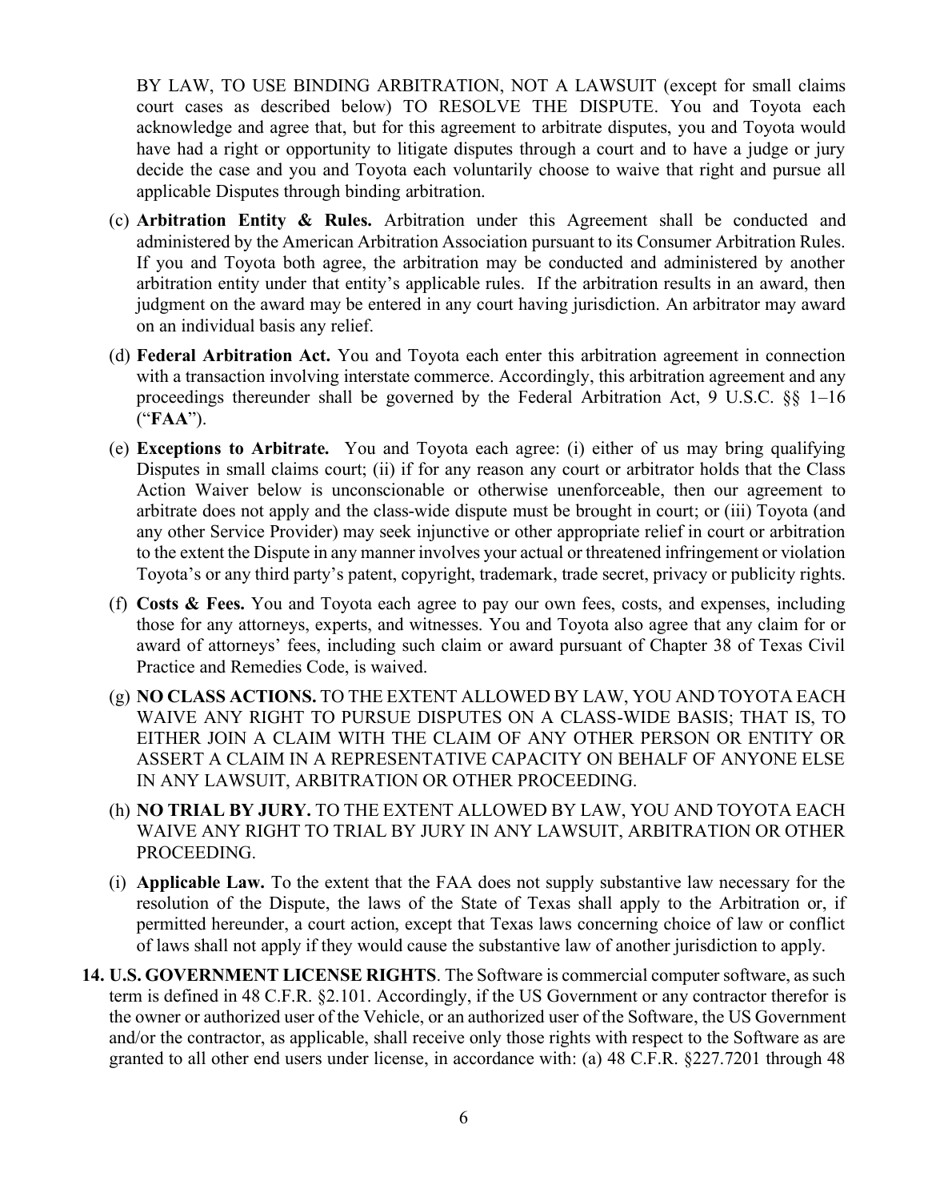BY LAW, TO USE BINDING ARBITRATION, NOT A LAWSUIT (except for small claims court cases as described below) TO RESOLVE THE DISPUTE. You and Toyota each acknowledge and agree that, but for this agreement to arbitrate disputes, you and Toyota would have had a right or opportunity to litigate disputes through a court and to have a judge or jury decide the case and you and Toyota each voluntarily choose to waive that right and pursue all applicable Disputes through binding arbitration.

(c) **Arbitration Entity & Rules.** Arbitration under this Agreement shall be conducted and administered by the American Arbitration Association pursuant to its Consumer Arbitration Rules. If you and Toyota both agree, the arbitration may be conducted and administered by another arbitration entity under that entity's applicable rules. If the arbitration results in an award, then judgment on the award may be entered in any court having jurisdiction. An arbitrator may award on an individual basis any relief.

(d) **Federal Arbitration Act.** You and Toyota each enter this arbitration agreement in connection with a transaction involving interstate commerce. Accordingly, this arbitration agreement and any proceedings thereunder shall be governed by the Federal Arbitration Act, 9 U.S.C. §§ 1–16 ("**FAA**").

(e) **Exceptions to Arbitrate.** You and Toyota each agree: (i) either of us may bring qualifying Disputes in small claims court; (ii) if for any reason any court or arbitrator holds that the Class Action Waiver below is unconscionable or otherwise unenforceable, then our agreement to arbitrate does not apply and the class-wide dispute must be brought in court; or (iii) Toyota (and any other Service Provider) may seek injunctive or other appropriate relief in court or arbitration to the extent the Dispute in any manner involves your actual or threatened infringement or violation Toyota's or any third party's patent, copyright, trademark, trade secret, privacy or publicity rights.

(f) **Costs & Fees.** You and Toyota each agree to pay our own fees, costs, and expenses, including those for any attorneys, experts, and witnesses. You and Toyota also agree that any claim for or award of attorneys' fees, including such claim or award pursuant of Chapter 38 of Texas Civil Practice and Remedies Code, is waived.

(g) **NO CLASS ACTIONS.** TO THE EXTENT ALLOWED BY LAW, YOU AND TOYOTA EACH WAIVE ANY RIGHT TO PURSUE DISPUTES ON A CLASS-WIDE BASIS; THAT IS, TO EITHER JOIN A CLAIM WITH THE CLAIM OF ANY OTHER PERSON OR ENTITY OR ASSERT A CLAIM IN A REPRESENTATIVE CAPACITY ON BEHALF OF ANYONE ELSE IN ANY LAWSUIT, ARBITRATION OR OTHER PROCEEDING.

(h) **NO TRIAL BY JURY.** TO THE EXTENT ALLOWED BY LAW, YOU AND TOYOTA EACH WAIVE ANY RIGHT TO TRIAL BY JURY IN ANY LAWSUIT, ARBITRATION OR OTHER PROCEEDING.

(i) **Applicable Law.** To the extent that the FAA does not supply substantive law necessary for the resolution of the Dispute, the laws of the State of Texas shall apply to the Arbitration or, if permitted hereunder, a court action, except that Texas laws concerning choice of law or conflict of laws shall not apply if they would cause the substantive law of another jurisdiction to apply.

**14. U.S. GOVERNMENT LICENSE RIGHTS**. The Software is commercial computer software, as such term is defined in 48 C.F.R. §2.101. Accordingly, if the US Government or any contractor therefor is the owner or authorized user of the Vehicle, or an authorized user of the Software, the US Government and/or the contractor, as applicable, shall receive only those rights with respect to the Software as are granted to all other end users under license, in accordance with: (a) 48 C.F.R. §227.7201 through 48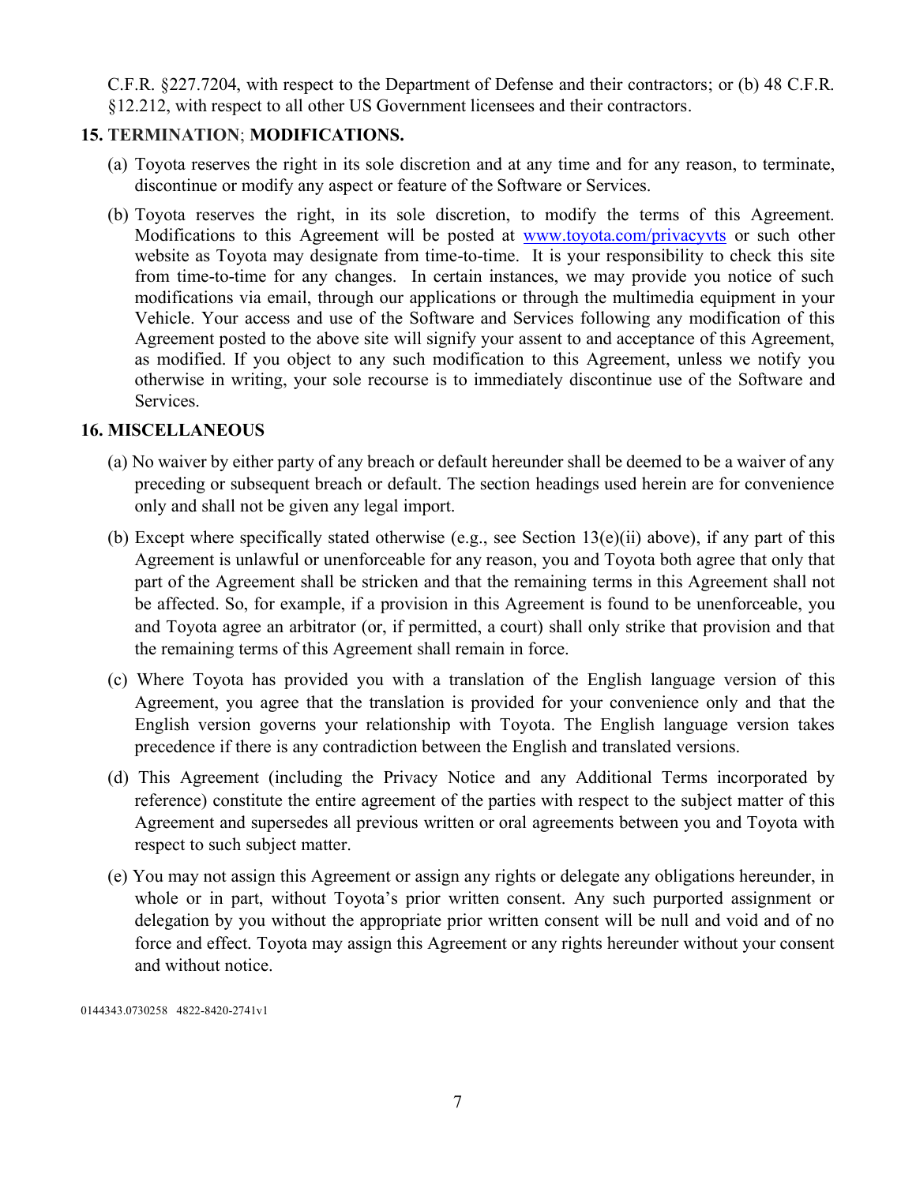C.F.R. §227.7204, with respect to the Department of Defense and their contractors; or (b) 48 C.F.R. §12.212, with respect to all other US Government licensees and their contractors.

**15. TERMINATION; MODIFICATIONS.**

(a) Toyota reserves the right in its sole discretion and at any time and for any reason, to terminate, discontinue or modify any aspect or feature of the Software or Services.

(b) Toyota reserves the right, in its sole discretion, to modify the terms of this Agreement. Modifications to this Agreement will be posted at [www.toyota.com/privacyvts](http://www.toyota.com/privacyvts) or such other website as Toyota may designate from time-to-time. It is your responsibility to check this site from time-to-time for any changes. In certain instances, we may provide you notice of such modifications via email, through our applications or through the multimedia equipment in your Vehicle. Your access and use of the Software and Services following any modification of this Agreement posted to the above site will signify your assent to and acceptance of this Agreement, as modified. If you object to any such modification to this Agreement, unless we notify you otherwise in writing, your sole recourse is to immediately discontinue use of the Software and Services.

**16. MISCELLANEOUS**

(a) No waiver by either party of any breach or default hereunder shall be deemed to be a waiver of any preceding or subsequent breach or default. The section headings used herein are for convenience only and shall not be given any legal import.

(b) Except where specifically stated otherwise (e.g., see Section 13(e)(ii) above), if any part of this Agreement is unlawful or unenforceable for any reason, you and Toyota both agree that only that part of the Agreement shall be stricken and that the remaining terms in this Agreement shall not be affected. So, for example, if a provision in this Agreement is found to be unenforceable, you and Toyota agree an arbitrator (or, if permitted, a court) shall only strike that provision and that the remaining terms of this Agreement shall remain in force.

(c) Where Toyota has provided you with a translation of the English language version of this Agreement, you agree that the translation is provided for your convenience only and that the English version governs your relationship with Toyota. The English language version takes precedence if there is any contradiction between the English and translated versions.

(d) This Agreement (including the Privacy Notice and any Additional Terms incorporated by reference) constitute the entire agreement of the parties with respect to the subject matter of this Agreement and supersedes all previous written or oral agreements between you and Toyota with respect to such subject matter.

(e) You may not assign this Agreement or assign any rights or delegate any obligations hereunder, in whole or in part, without Toyota's prior written consent. Any such purported assignment or delegation by you without the appropriate prior written consent will be null and void and of no force and effect. Toyota may assign this Agreement or any rights hereunder without your consent and without notice.

0144343.0730258 4822-8420-2741v1